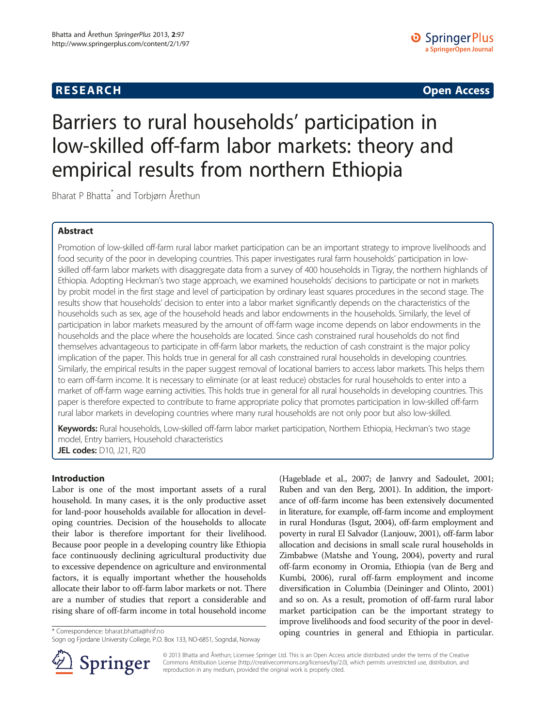**RESEARCH** **Open Access**

# Barriers to rural households' participation in low-skilled off-farm labor markets: theory and empirical results from northern Ethiopia

Bharat P Bhatta* and Torbjørn Årethun

## Abstract

Promotion of low-skilled off-farm rural labor market participation can be an important strategy to improve livelihoods and food security of the poor in developing countries. This paper investigates rural farm households' participation in low-skilled off-farm labor markets with disaggregate data from a survey of 400 households in Tigray, the northern highlands of Ethiopia. Adopting Heckman's two stage approach, we examined households' decisions to participate or not in markets by probit model in the first stage and level of participation by ordinary least squares procedures in the second stage. The results show that households' decision to enter into a labor market significantly depends on the characteristics of the households such as sex, age of the household heads and labor endowments in the households. Similarly, the level of participation in labor markets measured by the amount of off-farm wage income depends on labor endowments in the households and the place where the households are located. Since cash constrained rural households do not find themselves advantageous to participate in off-farm labor markets, the reduction of cash constraint is the major policy implication of the paper. This holds true in general for all cash constrained rural households in developing countries. Similarly, the empirical results in the paper suggest removal of locational barriers to access labor markets. This helps them to earn off-farm income. It is necessary to eliminate (or at least reduce) obstacles for rural households to enter into a market of off-farm wage earning activities. This holds true in general for all rural households in developing countries. This paper is therefore expected to contribute to frame appropriate policy that promotes participation in low-skilled off-farm rural labor markets in developing countries where many rural households are not only poor but also low-skilled.

**Keywords:** Rural households, Low-skilled off-farm labor market participation, Northern Ethiopia, Heckman's two stage model, Entry barriers, Household characteristics

**JEL codes:** D10, J21, R20

## Introduction

Labor is one of the most important assets of a rural household. In many cases, it is the only productive asset for land-poor households available for allocation in developing countries. Decision of the households to allocate their labor is therefore important for their livelihood. Because poor people in a developing country like Ethiopia face continuously declining agricultural productivity due to excessive dependence on agriculture and environmental factors, it is equally important whether the households allocate their labor to off-farm labor markets or not. There are a number of studies that report a considerable and rising share of off-farm income in total household income (Hageblade et al., 2007; de Janvry and Sadoulet, 2001; Ruben and van den Berg, 2001). In addition, the importance of off-farm income has been extensively documented in literature, for example, off-farm income and employment in rural Honduras (Isgut, 2004), off-farm employment and poverty in rural El Salvador (Lanjouw, 2001), off-farm labor allocation and decisions in small scale rural households in Zimbabwe (Matshe and Young, 2004), poverty and rural off-farm economy in Oromia, Ethiopia (van de Berg and Kumbi, 2006), rural off-farm employment and income diversification in Columbia (Deininger and Olinto, 2001) and so on. As a result, promotion of off-farm rural labor market participation can be the important strategy to improve livelihoods and food security of the poor in developing countries in general and Ethiopia in particular.

* Correspondence: bharat.bhatta@hisf.no
Sogn og Fjordane University College, P.O. Box 133, NO-6851, Sogndal, Norway

© 2013 Bhatta and Årethun; Licensee Springer Ltd. This is an Open Access article distributed under the terms of the Creative Commons Attribution License (http://creativecommons.org/licenses/by/2.0), which permits unrestricted use, distribution, and reproduction in any medium, provided the original work is properly cited.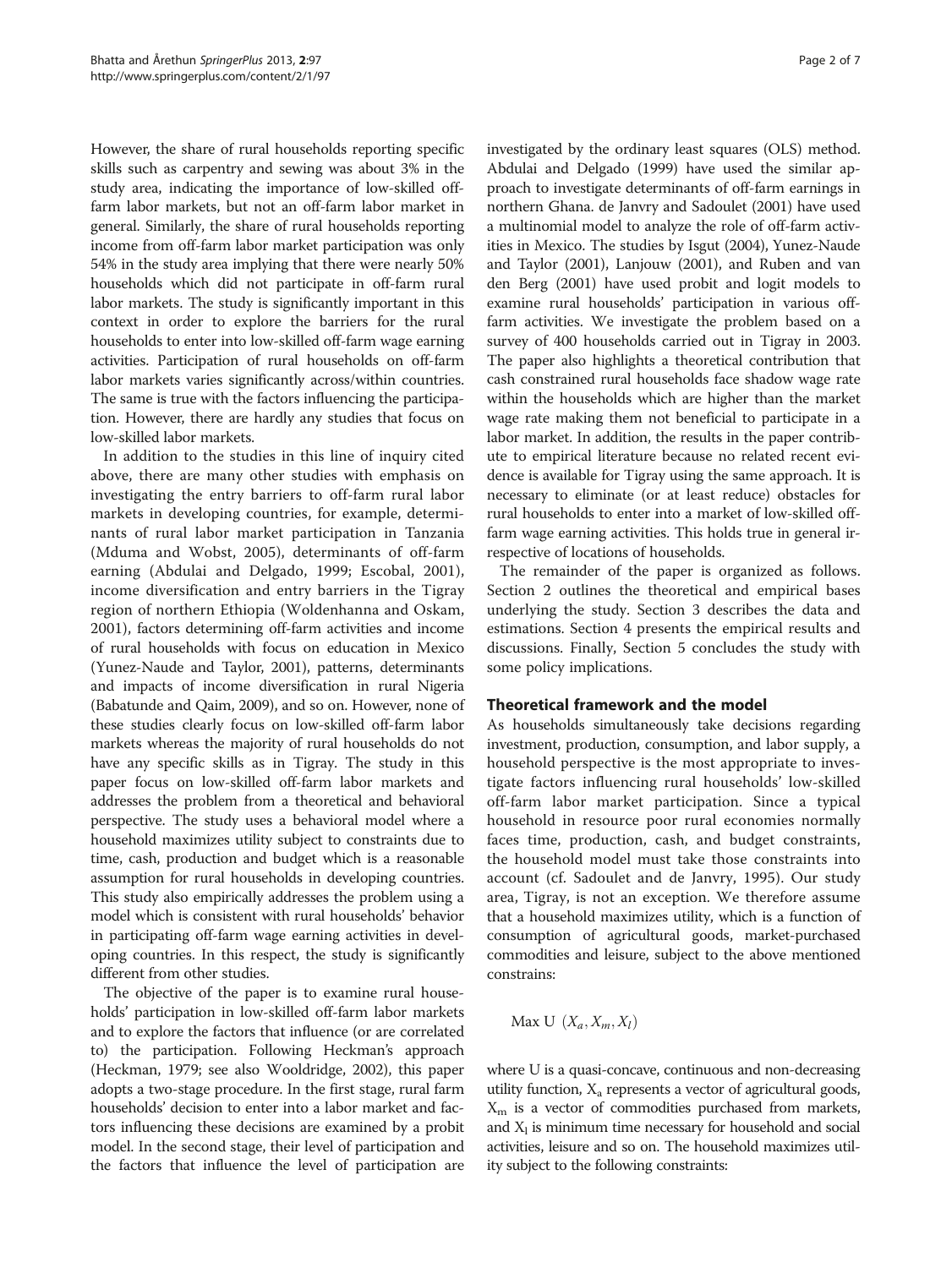However, the share of rural households reporting specific skills such as carpentry and sewing was about 3% in the study area, indicating the importance of low-skilled off-farm labor markets, but not an off-farm labor market in general. Similarly, the share of rural households reporting income from off-farm labor market participation was only 54% in the study area implying that there were nearly 50% households which did not participate in off-farm rural labor markets. The study is significantly important in this context in order to explore the barriers for the rural households to enter into low-skilled off-farm wage earning activities. Participation of rural households on off-farm labor markets varies significantly across/within countries. The same is true with the factors influencing the participation. However, there are hardly any studies that focus on low-skilled labor markets.

In addition to the studies in this line of inquiry cited above, there are many other studies with emphasis on investigating the entry barriers to off-farm rural labor markets in developing countries, for example, determinants of rural labor market participation in Tanzania (Mduma and Wobst, 2005), determinants of off-farm earning (Abdulai and Delgado, 1999; Escobal, 2001), income diversification and entry barriers in the Tigray region of northern Ethiopia (Woldenhanna and Oskam, 2001), factors determining off-farm activities and income of rural households with focus on education in Mexico (Yunez-Naude and Taylor, 2001), patterns, determinants and impacts of income diversification in rural Nigeria (Babatunde and Qaim, 2009), and so on. However, none of these studies clearly focus on low-skilled off-farm labor markets whereas the majority of rural households do not have any specific skills as in Tigray. The study in this paper focus on low-skilled off-farm labor markets and addresses the problem from a theoretical and behavioral perspective. The study uses a behavioral model where a household maximizes utility subject to constraints due to time, cash, production and budget which is a reasonable assumption for rural households in developing countries. This study also empirically addresses the problem using a model which is consistent with rural households' behavior in participating off-farm wage earning activities in developing countries. In this respect, the study is significantly different from other studies.

The objective of the paper is to examine rural households' participation in low-skilled off-farm labor markets and to explore the factors that influence (or are correlated to) the participation. Following Heckman's approach (Heckman, 1979; see also Wooldridge, 2002), this paper adopts a two-stage procedure. In the first stage, rural farm households' decision to enter into a labor market and factors influencing these decisions are examined by a probit model. In the second stage, their level of participation and the factors that influence the level of participation are investigated by the ordinary least squares (OLS) method. Abdulai and Delgado (1999) have used the similar approach to investigate determinants of off-farm earnings in northern Ghana. de Janvry and Sadoulet (2001) have used a multinomial model to analyze the role of off-farm activities in Mexico. The studies by Isgut (2004), Yunez-Naude and Taylor (2001), Lanjouw (2001), and Ruben and van den Berg (2001) have used probit and logit models to examine rural households' participation in various off-farm activities. We investigate the problem based on a survey of 400 households carried out in Tigray in 2003. The paper also highlights a theoretical contribution that cash constrained rural households face shadow wage rate within the households which are higher than the market wage rate making them not beneficial to participate in a labor market. In addition, the results in the paper contribute to empirical literature because no related recent evidence is available for Tigray using the same approach. It is necessary to eliminate (or at least reduce) obstacles for rural households to enter into a market of low-skilled off-farm wage earning activities. This holds true in general irrespective of locations of households.

The remainder of the paper is organized as follows. Section 2 outlines the theoretical and empirical bases underlying the study. Section 3 describes the data and estimations. Section 4 presents the empirical results and discussions. Finally, Section 5 concludes the study with some policy implications.

## Theoretical framework and the model

As households simultaneously take decisions regarding investment, production, consumption, and labor supply, a household perspective is the most appropriate to investigate factors influencing rural households' low-skilled off-farm labor market participation. Since a typical household in resource poor rural economies normally faces time, production, cash, and budget constraints, the household model must take those constraints into account (cf. Sadoulet and de Janvry, 1995). Our study area, Tigray, is not an exception. We therefore assume that a household maximizes utility, which is a function of consumption of agricultural goods, market-purchased commodities and leisure, subject to the above mentioned constrains:

$$\text{Max U } (X_a, X_m, X_l)$$

where U is a quasi-concave, continuous and non-decreasing utility function, $X_a$ represents a vector of agricultural goods, $X_m$ is a vector of commodities purchased from markets, and $X_l$ is minimum time necessary for household and social activities, leisure and so on. The household maximizes utility subject to the following constraints: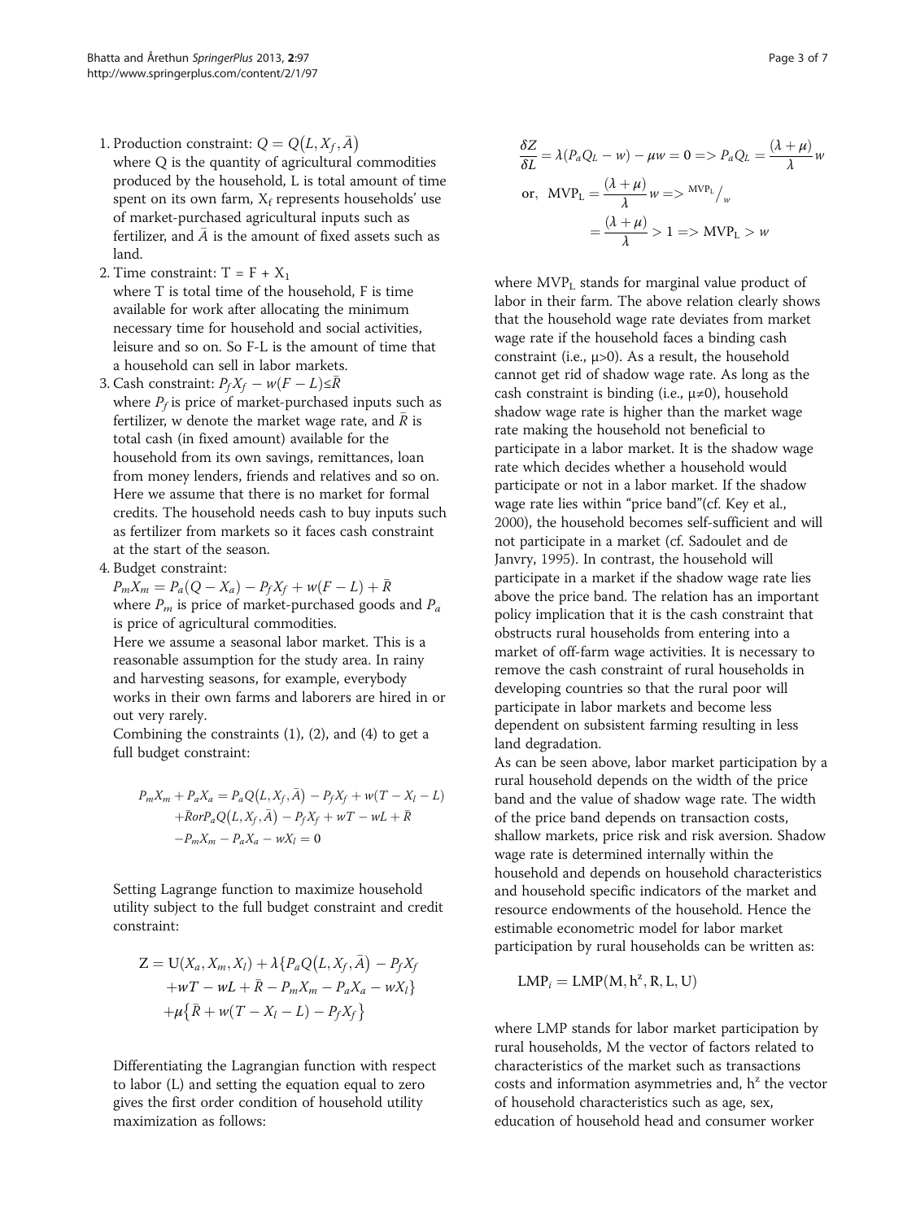1. Production constraint: $Q = Q(L, X_f, \bar{A})$
   where Q is the quantity of agricultural commodities produced by the household, L is total amount of time spent on its own farm, $X_f$ represents households' use of market-purchased agricultural inputs such as fertilizer, and $\bar{A}$ is the amount of fixed assets such as land.
2. Time constraint: $T = F + X_1$
   where T is total time of the household, F is time available for work after allocating the minimum necessary time for household and social activities, leisure and so on. So F-L is the amount of time that a household can sell in labor markets.
3. Cash constraint: $P_f X_f - w(F - L) \leq \bar{R}$
   where $P_f$ is price of market-purchased inputs such as fertilizer, w denote the market wage rate, and $\bar{R}$ is total cash (in fixed amount) available for the household from its own savings, remittances, loan from money lenders, friends and relatives and so on. Here we assume that there is no market for formal credits. The household needs cash to buy inputs such as fertilizer from markets so it faces cash constraint at the start of the season.
4. Budget constraint:
   $P_m X_m = P_a(Q - X_a) - P_f X_f + w(F - L) + \bar{R}$
   where $P_m$ is price of market-purchased goods and $P_a$ is price of agricultural commodities.
   Here we assume a seasonal labor market. This is a reasonable assumption for the study area. In rainy and harvesting seasons, for example, everybody works in their own farms and laborers are hired in or out very rarely.
   Combining the constraints (1), (2), and (4) to get a full budget constraint:

$$P_m X_m + P_a X_a = P_a Q(L, X_f, \bar{A}) - P_f X_f + w(T - X_l - L) + \bar{R} or P_a Q(L, X_f, \bar{A}) - P_f X_f + wT - wL + \bar{R} - P_m X_m - P_a X_a - wX_l = 0$$

Setting Lagrange function to maximize household utility subject to the full budget constraint and credit constraint:

$$Z = U(X_a, X_m, X_l) + \lambda\{P_a Q(L, X_f, \bar{A}) - P_f X_f + wT - wL + \bar{R} - P_m X_m - P_a X_a - wX_l\} + \mu\{\bar{R} + w(T - X_l - L) - P_f X_f\}$$

Differentiating the Lagrangian function with respect to labor (L) and setting the equation equal to zero gives the first order condition of household utility maximization as follows:

$$\frac{\delta Z}{\delta L} = \lambda(P_a Q_L - w) - \mu w = 0 \Rightarrow P_a Q_L = \frac{(\lambda + \mu)}{\lambda} w$$

$$\text{or,}\quad \text{MVP}_\text{L} = \frac{(\lambda + \mu)}{\lambda} w \Rightarrow {}^{\text{MVP}_\text{L}}/_{w} = \frac{(\lambda + \mu)}{\lambda} > 1 \Rightarrow \text{MVP}_\text{L} > w$$

where $\text{MVP}_\text{L}$ stands for marginal value product of labor in their farm. The above relation clearly shows that the household wage rate deviates from market wage rate if the household faces a binding cash constraint (i.e., $\mu > 0$). As a result, the household cannot get rid of shadow wage rate. As long as the cash constraint is binding (i.e., $\mu \neq 0$), household shadow wage rate is higher than the market wage rate making the household not beneficial to participate in a labor market. It is the shadow wage rate which decides whether a household would participate or not in a labor market. If the shadow wage rate lies within "price band"(cf. Key et al., 2000), the household becomes self-sufficient and will not participate in a market (cf. Sadoulet and de Janvry, 1995). In contrast, the household will participate in a market if the shadow wage rate lies above the price band. The relation has an important policy implication that it is the cash constraint that obstructs rural households from entering into a market of off-farm wage activities. It is necessary to remove the cash constraint of rural households in developing countries so that the rural poor will participate in labor markets and become less dependent on subsistent farming resulting in less land degradation.

As can be seen above, labor market participation by a rural household depends on the width of the price band and the value of shadow wage rate. The width of the price band depends on transaction costs, shallow markets, price risk and risk aversion. Shadow wage rate is determined internally within the household and depends on household characteristics and household specific indicators of the market and resource endowments of the household. Hence the estimable econometric model for labor market participation by rural households can be written as:

$$\text{LMP}_i = \text{LMP}(\text{M}, \text{h}^\text{z}, \text{R}, \text{L}, \text{U})$$

where LMP stands for labor market participation by rural households, M the vector of factors related to characteristics of the market such as transactions costs and information asymmetries and, $\text{h}^\text{z}$ the vector of household characteristics such as age, sex, education of household head and consumer worker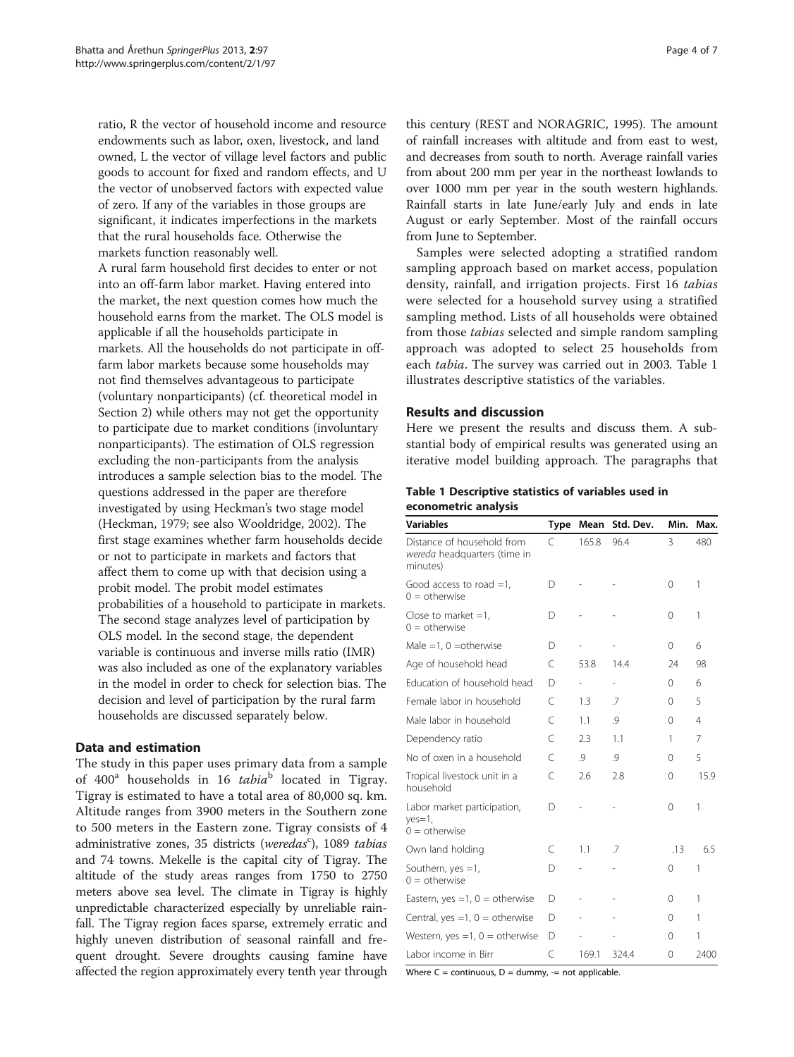ratio, R the vector of household income and resource endowments such as labor, oxen, livestock, and land owned, L the vector of village level factors and public goods to account for fixed and random effects, and U the vector of unobserved factors with expected value of zero. If any of the variables in those groups are significant, it indicates imperfections in the markets that the rural households face. Otherwise the markets function reasonably well.

A rural farm household first decides to enter or not into an off-farm labor market. Having entered into the market, the next question comes how much the household earns from the market. The OLS model is applicable if all the households participate in markets. All the households do not participate in off-farm labor markets because some households may not find themselves advantageous to participate (voluntary nonparticipants) (cf. theoretical model in Section 2) while others may not get the opportunity to participate due to market conditions (involuntary nonparticipants). The estimation of OLS regression excluding the non-participants from the analysis introduces a sample selection bias to the model. The questions addressed in the paper are therefore investigated by using Heckman's two stage model (Heckman, 1979; see also Wooldridge, 2002). The first stage examines whether farm households decide or not to participate in markets and factors that affect them to come up with that decision using a probit model. The probit model estimates probabilities of a household to participate in markets. The second stage analyzes level of participation by OLS model. In the second stage, the dependent variable is continuous and inverse mills ratio (IMR) was also included as one of the explanatory variables in the model in order to check for selection bias. The decision and level of participation by the rural farm households are discussed separately below.

## Data and estimation

The study in this paper uses primary data from a sample of 400[a] households in 16 *tabia*[b] located in Tigray. Tigray is estimated to have a total area of 80,000 sq. km. Altitude ranges from 3900 meters in the Southern zone to 500 meters in the Eastern zone. Tigray consists of 4 administrative zones, 35 districts (*weredas*[c]), 1089 *tabias* and 74 towns. Mekelle is the capital city of Tigray. The altitude of the study areas ranges from 1750 to 2750 meters above sea level. The climate in Tigray is highly unpredictable characterized especially by unreliable rainfall. The Tigray region faces sparse, extremely erratic and highly uneven distribution of seasonal rainfall and frequent drought. Severe droughts causing famine have affected the region approximately every tenth year through this century (REST and NORAGRIC, 1995). The amount of rainfall increases with altitude and from east to west, and decreases from south to north. Average rainfall varies from about 200 mm per year in the northeast lowlands to over 1000 mm per year in the south western highlands. Rainfall starts in late June/early July and ends in late August or early September. Most of the rainfall occurs from June to September.

Samples were selected adopting a stratified random sampling approach based on market access, population density, rainfall, and irrigation projects. First 16 *tabias* were selected for a household survey using a stratified sampling method. Lists of all households were obtained from those *tabias* selected and simple random sampling approach was adopted to select 25 households from each *tabia*. The survey was carried out in 2003. Table 1 illustrates descriptive statistics of the variables.

## Results and discussion

Here we present the results and discuss them. A substantial body of empirical results was generated using an iterative model building approach. The paragraphs that

**Table 1 Descriptive statistics of variables used in econometric analysis**

| Variables | Type | Mean | Std. Dev. | Min. | Max. |
|---|---|---|---|---|---|
| Distance of household from *wereda* headquarters (time in minutes) | C | 165.8 | 96.4 | 3 | 480 |
| Good access to road =1, 0 = otherwise | D | - | - | 0 | 1 |
| Close to market =1, 0 = otherwise | D | - | - | 0 | 1 |
| Male =1, 0 =otherwise | D | - | - | 0 | 6 |
| Age of household head | C | 53.8 | 14.4 | 24 | 98 |
| Education of household head | D | - | - | 0 | 6 |
| Female labor in household | C | 1.3 | .7 | 0 | 5 |
| Male labor in household | C | 1.1 | .9 | 0 | 4 |
| Dependency ratio | C | 2.3 | 1.1 | 1 | 7 |
| No of oxen in a household | C | .9 | .9 | 0 | 5 |
| Tropical livestock unit in a household | C | 2.6 | 2.8 | 0 | 15.9 |
| Labor market participation, yes=1, 0 = otherwise | D | - | - | 0 | 1 |
| Own land holding | C | 1.1 | .7 | .13 | 6.5 |
| Southern, yes =1, 0 = otherwise | D | - | - | 0 | 1 |
| Eastern, yes =1, 0 = otherwise | D | - | - | 0 | 1 |
| Central, yes =1, 0 = otherwise | D | - | - | 0 | 1 |
| Western, yes =1, 0 = otherwise | D | - | - | 0 | 1 |
| Labor income in Birr | C | 169.1 | 324.4 | 0 | 2400 |

Where C = continuous, D = dummy, -= not applicable.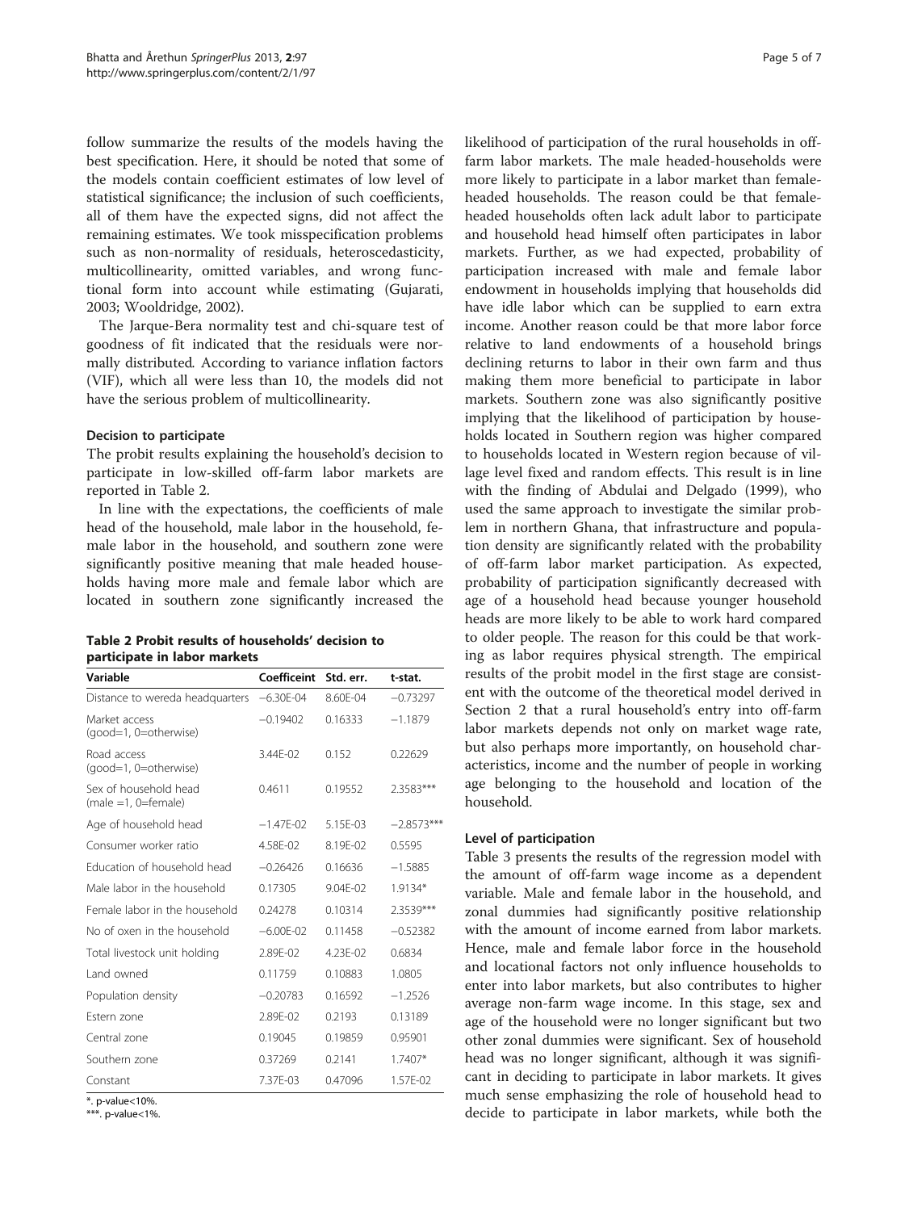follow summarize the results of the models having the best specification. Here, it should be noted that some of the models contain coefficient estimates of low level of statistical significance; the inclusion of such coefficients, all of them have the expected signs, did not affect the remaining estimates. We took misspecification problems such as non-normality of residuals, heteroscedasticity, multicollinearity, omitted variables, and wrong functional form into account while estimating (Gujarati, 2003; Wooldridge, 2002).

The Jarque-Bera normality test and chi-square test of goodness of fit indicated that the residuals were normally distributed. According to variance inflation factors (VIF), which all were less than 10, the models did not have the serious problem of multicollinearity.

### Decision to participate

The probit results explaining the household's decision to participate in low-skilled off-farm labor markets are reported in Table 2.

In line with the expectations, the coefficients of male head of the household, male labor in the household, female labor in the household, and southern zone were significantly positive meaning that male headed households having more male and female labor which are located in southern zone significantly increased the likelihood of participation of the rural households in off-farm labor markets. The male headed-households were more likely to participate in a labor market than female-headed households. The reason could be that female-headed households often lack adult labor to participate and household head himself often participates in labor markets. Further, as we had expected, probability of participation increased with male and female labor endowment in households implying that households did have idle labor which can be supplied to earn extra income. Another reason could be that more labor force relative to land endowments of a household brings declining returns to labor in their own farm and thus making them more beneficial to participate in labor markets. Southern zone was also significantly positive implying that the likelihood of participation by households located in Southern region was higher compared to households located in Western region because of village level fixed and random effects. This result is in line with the finding of Abdulai and Delgado (1999), who used the same approach to investigate the similar problem in northern Ghana, that infrastructure and population density are significantly related with the probability of off-farm labor market participation. As expected, probability of participation significantly decreased with age of a household head because younger household heads are more likely to be able to work hard compared to older people. The reason for this could be that working as labor requires physical strength. The empirical results of the probit model in the first stage are consistent with the outcome of the theoretical model derived in Section 2 that a rural household's entry into off-farm labor markets depends not only on market wage rate, but also perhaps more importantly, on household characteristics, income and the number of people in working age belonging to the household and location of the household.

**Table 2 Probit results of households' decision to participate in labor markets**

| Variable | Coefficeint | Std. err. | t-stat. |
|---|---|---|---|
| Distance to wereda headquarters | −6.30E-04 | 8.60E-04 | −0.73297 |
| Market access (good=1, 0=otherwise) | −0.19402 | 0.16333 | −1.1879 |
| Road access (good=1, 0=otherwise) | 3.44E-02 | 0.152 | 0.22629 |
| Sex of household head (male =1, 0=female) | 0.4611 | 0.19552 | 2.3583*** |
| Age of household head | −1.47E-02 | 5.15E-03 | −2.8573*** |
| Consumer worker ratio | 4.58E-02 | 8.19E-02 | 0.5595 |
| Education of household head | −0.26426 | 0.16636 | −1.5885 |
| Male labor in the household | 0.17305 | 9.04E-02 | 1.9134* |
| Female labor in the household | 0.24278 | 0.10314 | 2.3539*** |
| No of oxen in the household | −6.00E-02 | 0.11458 | −0.52382 |
| Total livestock unit holding | 2.89E-02 | 4.23E-02 | 0.6834 |
| Land owned | 0.11759 | 0.10883 | 1.0805 |
| Population density | −0.20783 | 0.16592 | −1.2526 |
| Estern zone | 2.89E-02 | 0.2193 | 0.13189 |
| Central zone | 0.19045 | 0.19859 | 0.95901 |
| Southern zone | 0.37269 | 0.2141 | 1.7407* |
| Constant | 7.37E-03 | 0.47096 | 1.57E-02 |

*. p-value<10%.
***. p-value<1%.

### Level of participation

Table 3 presents the results of the regression model with the amount of off-farm wage income as a dependent variable. Male and female labor in the household, and zonal dummies had significantly positive relationship with the amount of income earned from labor markets. Hence, male and female labor force in the household and locational factors not only influence households to enter into labor markets, but also contributes to higher average non-farm wage income. In this stage, sex and age of the household were no longer significant but two other zonal dummies were significant. Sex of household head was no longer significant, although it was significant in deciding to participate in labor markets. It gives much sense emphasizing the role of household head to decide to participate in labor markets, while both the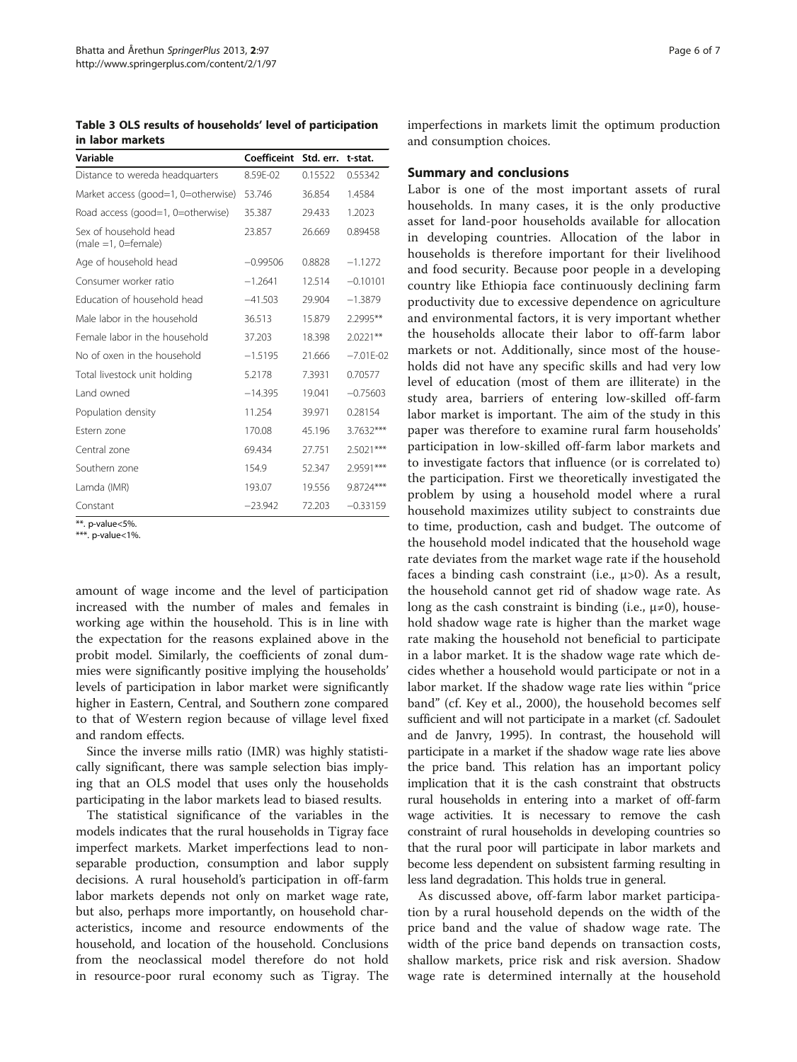**Table 3 OLS results of households' level of participation in labor markets**

| Variable | Coefficeint | Std. err. | t-stat. |
|---|---|---|---|
| Distance to wereda headquarters | 8.59E-02 | 0.15522 | 0.55342 |
| Market access (good=1, 0=otherwise) | 53.746 | 36.854 | 1.4584 |
| Road access (good=1, 0=otherwise) | 35.387 | 29.433 | 1.2023 |
| Sex of household head (male =1, 0=female) | 23.857 | 26.669 | 0.89458 |
| Age of household head | −0.99506 | 0.8828 | −1.1272 |
| Consumer worker ratio | −1.2641 | 12.514 | −0.10101 |
| Education of household head | −41.503 | 29.904 | −1.3879 |
| Male labor in the household | 36.513 | 15.879 | 2.2995** |
| Female labor in the household | 37.203 | 18.398 | 2.0221** |
| No of oxen in the household | −1.5195 | 21.666 | −7.01E-02 |
| Total livestock unit holding | 5.2178 | 7.3931 | 0.70577 |
| Land owned | −14.395 | 19.041 | −0.75603 |
| Population density | 11.254 | 39.971 | 0.28154 |
| Estern zone | 170.08 | 45.196 | 3.7632*** |
| Central zone | 69.434 | 27.751 | 2.5021*** |
| Southern zone | 154.9 | 52.347 | 2.9591*** |
| Lamda (IMR) | 193.07 | 19.556 | 9.8724*** |
| Constant | −23.942 | 72.203 | −0.33159 |

**. p-value<5%.
***. p-value<1%.

amount of wage income and the level of participation increased with the number of males and females in working age within the household. This is in line with the expectation for the reasons explained above in the probit model. Similarly, the coefficients of zonal dummies were significantly positive implying the households' levels of participation in labor market were significantly higher in Eastern, Central, and Southern zone compared to that of Western region because of village level fixed and random effects.

Since the inverse mills ratio (IMR) was highly statistically significant, there was sample selection bias implying that an OLS model that uses only the households participating in the labor markets lead to biased results.

The statistical significance of the variables in the models indicates that the rural households in Tigray face imperfect markets. Market imperfections lead to non-separable production, consumption and labor supply decisions. A rural household's participation in off-farm labor markets depends not only on market wage rate, but also, perhaps more importantly, on household characteristics, income and resource endowments of the household, and location of the household. Conclusions from the neoclassical model therefore do not hold in resource-poor rural economy such as Tigray. The imperfections in markets limit the optimum production and consumption choices.

## Summary and conclusions

Labor is one of the most important assets of rural households. In many cases, it is the only productive asset for land-poor households available for allocation in developing countries. Allocation of the labor in households is therefore important for their livelihood and food security. Because poor people in a developing country like Ethiopia face continuously declining farm productivity due to excessive dependence on agriculture and environmental factors, it is very important whether the households allocate their labor to off-farm labor markets or not. Additionally, since most of the households did not have any specific skills and had very low level of education (most of them are illiterate) in the study area, barriers of entering low-skilled off-farm labor market is important. The aim of the study in this paper was therefore to examine rural farm households' participation in low-skilled off-farm labor markets and to investigate factors that influence (or is correlated to) the participation. First we theoretically investigated the problem by using a household model where a rural household maximizes utility subject to constraints due to time, production, cash and budget. The outcome of the household model indicated that the household wage rate deviates from the market wage rate if the household faces a binding cash constraint (i.e., $\mu>0$). As a result, the household cannot get rid of shadow wage rate. As long as the cash constraint is binding (i.e., $\mu\neq0$), household shadow wage rate is higher than the market wage rate making the household not beneficial to participate in a labor market. It is the shadow wage rate which decides whether a household would participate or not in a labor market. If the shadow wage rate lies within "price band" (cf. Key et al., 2000), the household becomes self sufficient and will not participate in a market (cf. Sadoulet and de Janvry, 1995). In contrast, the household will participate in a market if the shadow wage rate lies above the price band. This relation has an important policy implication that it is the cash constraint that obstructs rural households in entering into a market of off-farm wage activities. It is necessary to remove the cash constraint of rural households in developing countries so that the rural poor will participate in labor markets and become less dependent on subsistent farming resulting in less land degradation. This holds true in general.

As discussed above, off-farm labor market participation by a rural household depends on the width of the price band and the value of shadow wage rate. The width of the price band depends on transaction costs, shallow markets, price risk and risk aversion. Shadow wage rate is determined internally at the household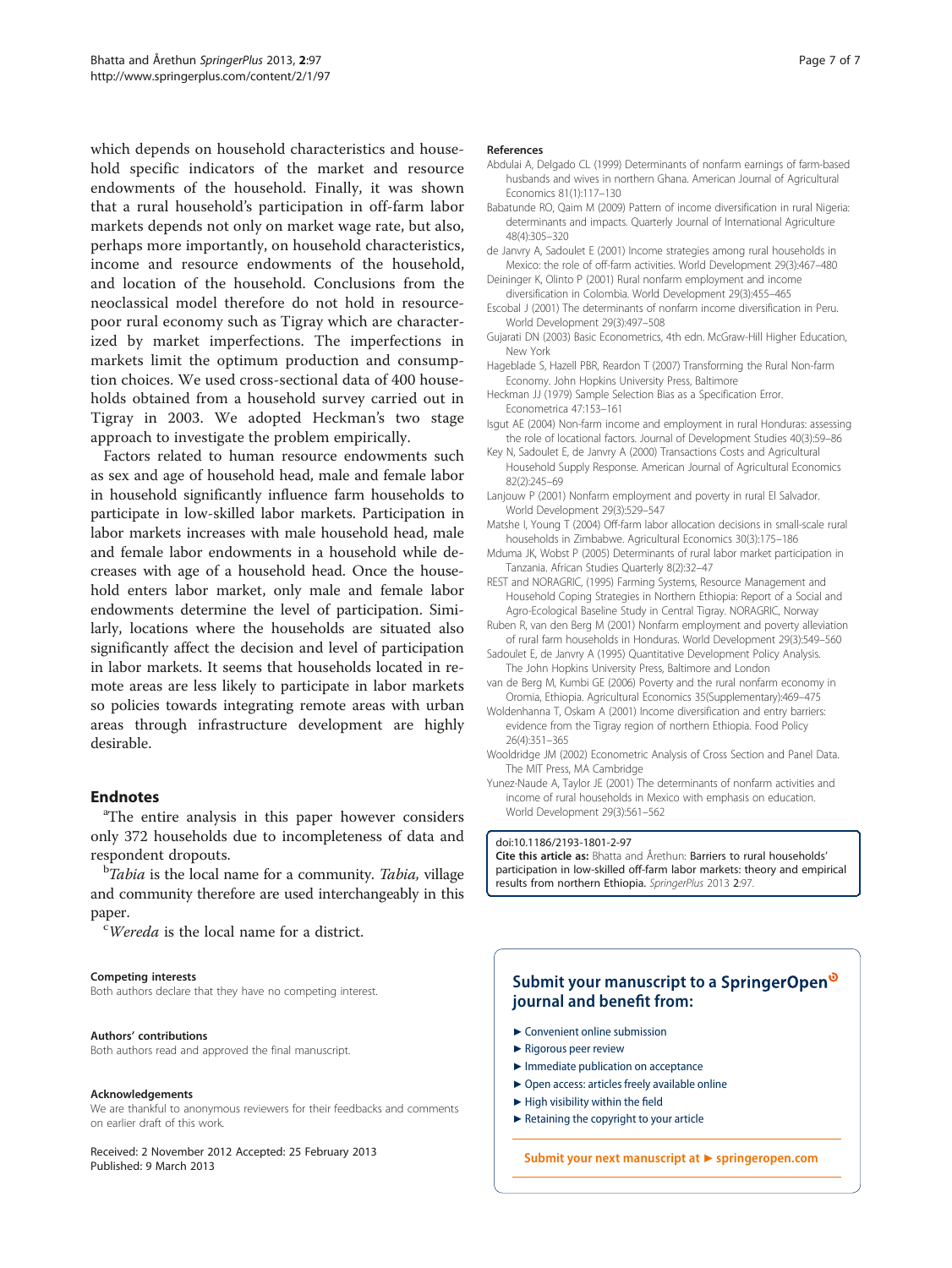which depends on household characteristics and household specific indicators of the market and resource endowments of the household. Finally, it was shown that a rural household's participation in off-farm labor markets depends not only on market wage rate, but also, perhaps more importantly, on household characteristics, income and resource endowments of the household, and location of the household. Conclusions from the neoclassical model therefore do not hold in resource-poor rural economy such as Tigray which are characterized by market imperfections. The imperfections in markets limit the optimum production and consumption choices. We used cross-sectional data of 400 households obtained from a household survey carried out in Tigray in 2003. We adopted Heckman's two stage approach to investigate the problem empirically.

Factors related to human resource endowments such as sex and age of household head, male and female labor in household significantly influence farm households to participate in low-skilled labor markets. Participation in labor markets increases with male household head, male and female labor endowments in a household while decreases with age of a household head. Once the household enters labor market, only male and female labor endowments determine the level of participation. Similarly, locations where the households are situated also significantly affect the decision and level of participation in labor markets. It seems that households located in remote areas are less likely to participate in labor markets so policies towards integrating remote areas with urban areas through infrastructure development are highly desirable.

## Endnotes

[a]The entire analysis in this paper however considers only 372 households due to incompleteness of data and respondent dropouts.

[b]*Tabia* is the local name for a community. *Tabia,* village and community therefore are used interchangeably in this paper.

[c]*Wereda* is the local name for a district.

#### Competing interests

Both authors declare that they have no competing interest.

#### Authors' contributions

Both authors read and approved the final manuscript.

#### Acknowledgements

We are thankful to anonymous reviewers for their feedbacks and comments on earlier draft of this work.

Received: 2 November 2012 Accepted: 25 February 2013
Published: 9 March 2013

#### References

- Abdulai A, Delgado CL (1999) Determinants of nonfarm earnings of farm-based husbands and wives in northern Ghana. American Journal of Agricultural Economics 81(1):117–130
- Babatunde RO, Qaim M (2009) Pattern of income diversification in rural Nigeria: determinants and impacts. Quarterly Journal of International Agriculture 48(4):305–320
- de Janvry A, Sadoulet E (2001) Income strategies among rural households in Mexico: the role of off-farm activities. World Development 29(3):467–480
- Deininger K, Olinto P (2001) Rural nonfarm employment and income diversification in Colombia. World Development 29(3):455–465
- Escobal J (2001) The determinants of nonfarm income diversification in Peru. World Development 29(3):497–508
- Gujarati DN (2003) Basic Econometrics, 4th edn. McGraw-Hill Higher Education, New York
- Hageblade S, Hazell PBR, Reardon T (2007) Transforming the Rural Non-farm Economy. John Hopkins University Press, Baltimore
- Heckman JJ (1979) Sample Selection Bias as a Specification Error. Econometrica 47:153–161
- Isgut AE (2004) Non-farm income and employment in rural Honduras: assessing the role of locational factors. Journal of Development Studies 40(3):59–86
- Key N, Sadoulet E, de Janvry A (2000) Transactions Costs and Agricultural Household Supply Response. American Journal of Agricultural Economics 82(2):245–69
- Lanjouw P (2001) Nonfarm employment and poverty in rural El Salvador. World Development 29(3):529–547
- Matshe I, Young T (2004) Off-farm labor allocation decisions in small-scale rural households in Zimbabwe. Agricultural Economics 30(3):175–186
- Mduma JK, Wobst P (2005) Determinants of rural labor market participation in Tanzania. African Studies Quarterly 8(2):32–47
- REST and NORAGRIC, (1995) Farming Systems, Resource Management and Household Coping Strategies in Northern Ethiopia: Report of a Social and Agro-Ecological Baseline Study in Central Tigray. NORAGRIC, Norway
- Ruben R, van den Berg M (2001) Nonfarm employment and poverty alleviation of rural farm households in Honduras. World Development 29(3):549–560
- Sadoulet E, de Janvry A (1995) Quantitative Development Policy Analysis. The John Hopkins University Press, Baltimore and London
- van de Berg M, Kumbi GE (2006) Poverty and the rural nonfarm economy in Oromia, Ethiopia. Agricultural Economics 35(Supplementary):469–475
- Woldenhanna T, Oskam A (2001) Income diversification and entry barriers: evidence from the Tigray region of northern Ethiopia. Food Policy 26(4):351–365
- Wooldridge JM (2002) Econometric Analysis of Cross Section and Panel Data. The MIT Press, MA Cambridge
- Yunez-Naude A, Taylor JE (2001) The determinants of nonfarm activities and income of rural households in Mexico with emphasis on education. World Development 29(3):561–562

doi:10.1186/2193-1801-2-97
**Cite this article as:** Bhatta and Årethun: Barriers to rural households' participation in low-skilled off-farm labor markets: theory and empirical results from northern Ethiopia. *SpringerPlus* 2013 **2**:97.

**Submit your manuscript to a SpringerOpen journal and benefit from:**

- ► Convenient online submission
- ► Rigorous peer review
- ► Immediate publication on acceptance
- ► Open access: articles freely available online
- ► High visibility within the field
- ► Retaining the copyright to your article

**Submit your next manuscript at ► springeropen.com**